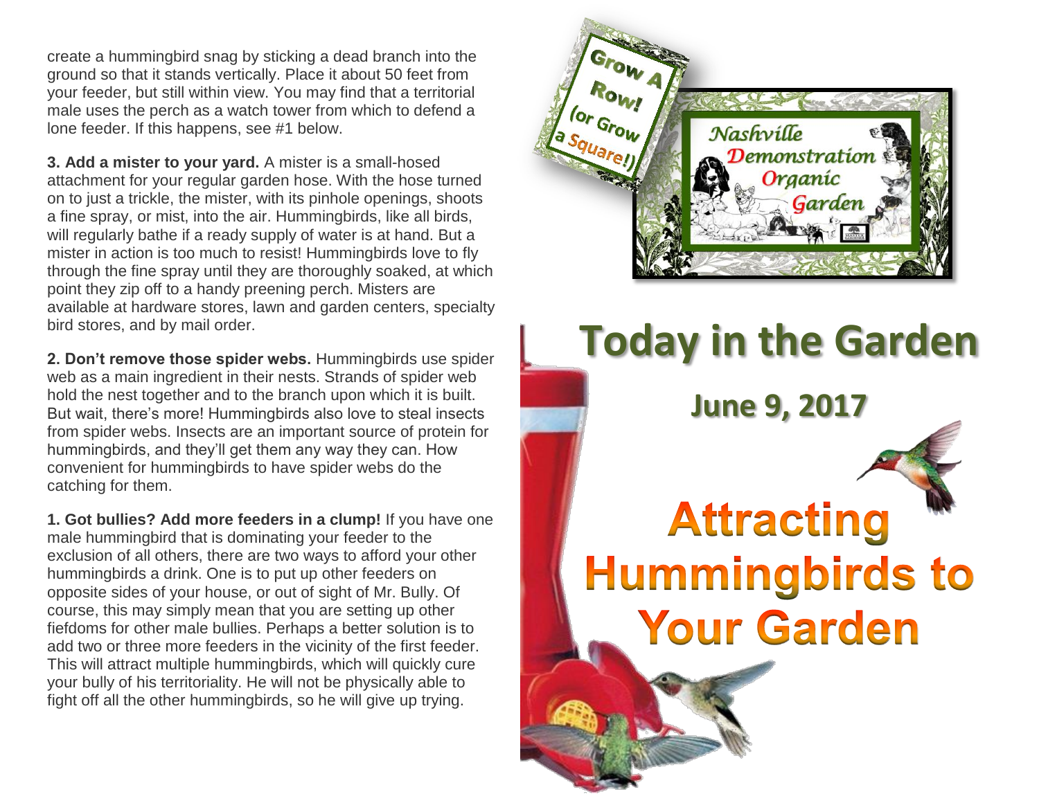create a hummingbird snag by sticking a dead branch into the ground so that it stands vertically. Place it about 50 feet from your feeder, but still within view. You may find that a territorial male uses the perch as a watch tower from which to defend a lone feeder. If this happens, see #1 below.

**3. Add a mister to your yard.** A mister is a small-hosed attachment for your regular garden hose. With the hose turned on to just a trickle, the mister, with its pinhole openings, shoots a fine spray, or mist, into the air. Hummingbirds, like all birds, will regularly bathe if a ready supply of water is at hand. But a mister in action is too much to resist! Hummingbirds love to fly through the fine spray until they are thoroughly soaked, at which point they zip off to a handy preening perch. Misters are available at hardware stores, lawn and garden centers, specialty bird stores, and by mail order.

**2. Don't remove those spider webs.** Hummingbirds use spider web as a main ingredient in their nests. Strands of spider web hold the nest together and to the branch upon which it is built. But wait, there's more! Hummingbirds also love to steal insects from spider webs. Insects are an important source of protein for hummingbirds, and they'll get them any way they can. How convenient for hummingbirds to have spider webs do the catching for them.

**1. Got bullies? Add more feeders in a clump!** If you have one male hummingbird that is dominating your feeder to the exclusion of all others, there are two ways to afford your other hummingbirds a drink. One is to put up other feeders on opposite sides of your house, or out of sight of Mr. Bully. Of course, this may simply mean that you are setting up other fiefdoms for other male bullies. Perhaps a better solution is to add two or three more feeders in the vicinity of the first feeder. This will attract multiple hummingbirds, which will quickly cure your bully of his territoriality. He will not be physically able to fight off all the other hummingbirds, so he will give up trying.

Grow A Row! (or Grow a Square!)

Nashville Demonstration Organic Garden

# Today in the Garden

## June 9, 2017

# Attracting Hummingbirds to Your Garden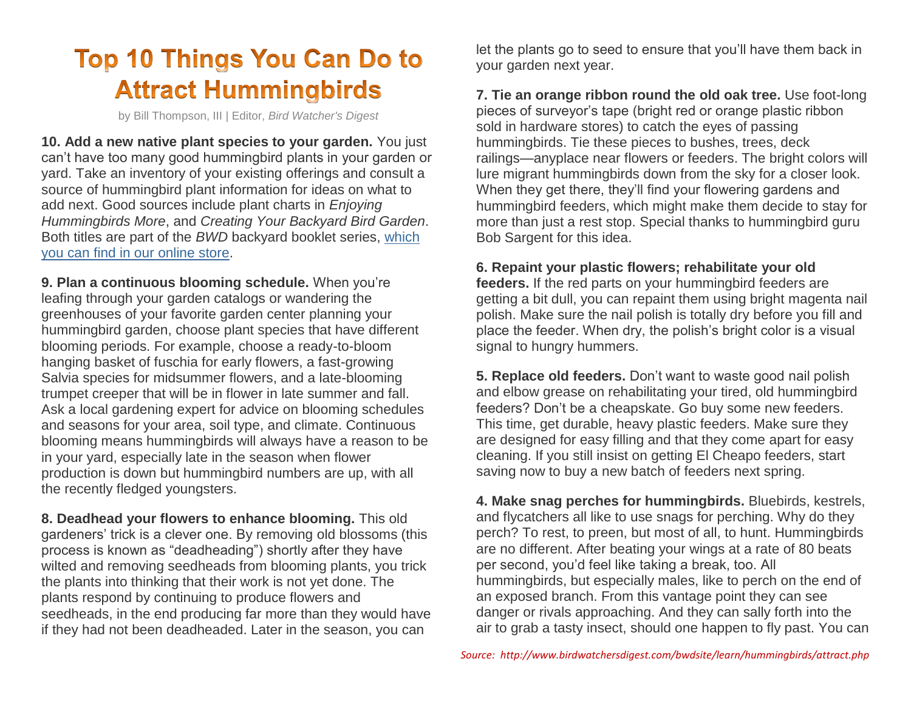# Top 10 Things You Can Do to Attract Hummingbirds

by Bill Thompson, III | Editor, *Bird Watcher's Digest*

**10. Add a new native plant species to your garden.** You just can't have too many good hummingbird plants in your garden or yard. Take an inventory of your existing offerings and consult a source of hummingbird plant information for ideas on what to add next. Good sources include plant charts in *Enjoying Hummingbirds More*, and *Creating Your Backyard Bird Garden*. Both titles are part of the *BWD* backyard booklet series, which you can find in our online store.

**9. Plan a continuous blooming schedule.** When you're leafing through your garden catalogs or wandering the greenhouses of your favorite garden center planning your hummingbird garden, choose plant species that have different blooming periods. For example, choose a ready-to-bloom hanging basket of fuschia for early flowers, a fast-growing Salvia species for midsummer flowers, and a late-blooming trumpet creeper that will be in flower in late summer and fall. Ask a local gardening expert for advice on blooming schedules and seasons for your area, soil type, and climate. Continuous blooming means hummingbirds will always have a reason to be in your yard, especially late in the season when flower production is down but hummingbird numbers are up, with all the recently fledged youngsters.

**8. Deadhead your flowers to enhance blooming.** This old gardeners' trick is a clever one. By removing old blossoms (this process is known as "deadheading") shortly after they have wilted and removing seedheads from blooming plants, you trick the plants into thinking that their work is not yet done. The plants respond by continuing to produce flowers and seedheads, in the end producing far more than they would have if they had not been deadheaded. Later in the season, you can let the plants go to seed to ensure that you'll have them back in your garden next year.

**7. Tie an orange ribbon round the old oak tree.** Use foot-long pieces of surveyor's tape (bright red or orange plastic ribbon sold in hardware stores) to catch the eyes of passing hummingbirds. Tie these pieces to bushes, trees, deck railings—anyplace near flowers or feeders. The bright colors will lure migrant hummingbirds down from the sky for a closer look. When they get there, they'll find your flowering gardens and hummingbird feeders, which might make them decide to stay for more than just a rest stop. Special thanks to hummingbird guru Bob Sargent for this idea.

**6. Repaint your plastic flowers; rehabilitate your old feeders.** If the red parts on your hummingbird feeders are getting a bit dull, you can repaint them using bright magenta nail polish. Make sure the nail polish is totally dry before you fill and place the feeder. When dry, the polish's bright color is a visual signal to hungry hummers.

**5. Replace old feeders.** Don't want to waste good nail polish and elbow grease on rehabilitating your tired, old hummingbird feeders? Don't be a cheapskate. Go buy some new feeders. This time, get durable, heavy plastic feeders. Make sure they are designed for easy filling and that they come apart for easy cleaning. If you still insist on getting El Cheapo feeders, start saving now to buy a new batch of feeders next spring.

**4. Make snag perches for hummingbirds.** Bluebirds, kestrels, and flycatchers all like to use snags for perching. Why do they perch? To rest, to preen, but most of all, to hunt. Hummingbirds are no different. After beating your wings at a rate of 80 beats per second, you'd feel like taking a break, too. All hummingbirds, but especially males, like to perch on the end of an exposed branch. From this vantage point they can see danger or rivals approaching. And they can sally forth into the air to grab a tasty insect, should one happen to fly past. You can

*Source: http://www.birdwatchersdigest.com/bwdsite/learn/hummingbirds/attract.php*